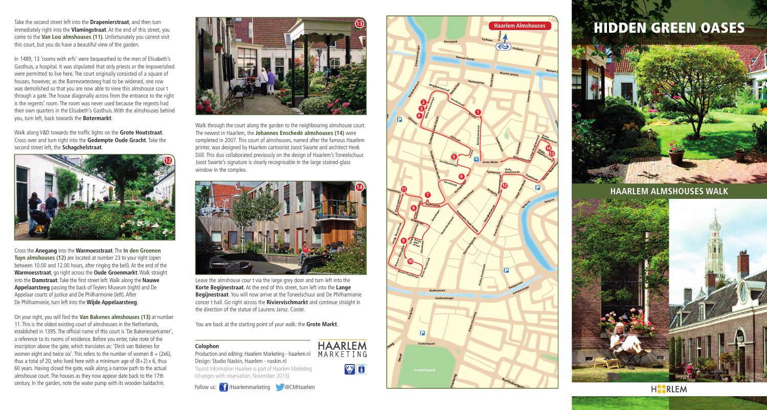Take the second street left into the **Drapenierstraat**, and then turn immediately right into the **Vlamingstraat**. At the end of this street, you come to the **Van Loo almshouses (11)**. Unfortunately you cannot visit this court, but you do have a beautiful view of the garden.

In 1489, 13 'rooms with erfs' were bequeathed to the men of Elisabeth's Gasthuis, a hospital. It was stipulated that only priests or the impoverished were permitted to live here. The court originally consisted of a square of houses, however, as the Barrevoetesteeg had to be widened, one row was demolished so that you are now able to view this almshouse cour t through a gate. The house diagonally across from the entrance to the right is the regents' room. The room was never used because the regents had their own quarters in the Elisabeth's Gasthuis. With the almshouses behind you, turn left, back towards the **Botermarkt**.

Walk along V&D towards the traffic lights on the **Grote Houtstraat**. Cross over and turn right into the **Gedempte Oude Gracht**. Take the second street left, the **Schagchelstraat**.

Cross the **Anegang** into the **Warmoesstraat**. The **In den Groenen Tuyn almshouses (12)** are located at number 23 to your right (open between 10.00 and 12.00 hours, after ringing the bell). At the end of the **Warmoesstraat**, go right across the **Oude Groenmarkt**. Walk straight into the **Damstraat**. Take the first street left. Walk along the **Nauwe Appelaarsteeg** passing the back of Teylers Museum (right) and De Appelaar courts of justice and De Philharmonie (left). After De Philharmonie, turn left into the **Wijde Appelaarsteeg**.

On your right, you will find the **Van Bakenes almshouses (13)** at number 11. This is the oldest existing court of almshouses in the Netherlands, established in 1395. The official name of this court is 'De Bakenesserkamer', a reference to its rooms of residence. Before you enter, take note of the inscription above the gate, which translates as: 'Dirck van Bakenes for women eight and twice six'. This refers to the number of women 8 + (2x6), thus a total of 20, who lived here with a minimum age of (8+2) x 6, thus 60 years. Having closed the gate, walk along a narrow path to the actual almshouse court. The houses as they now appear date back to the 17th century. In the garden, note the water pump with its wooden baldachin.

Walk through the court along the garden to the neighbouring almshouse court. The newest in Haarlem, the **Johannes Enschedé almshouses (14)** were completed in 2007. This court of almshouses, named after the famous Haarlem printer, was designed by Haarlem cartoonist Joost Swarte and architect Henk Döll. This duo collaborated previously on the design of Haarlem's Toneelschuur. Joost Swarte's signature is clearly recognisable in the large stained-glass window in the complex.

Leave the almshouse cour t via the large grey door and turn left into the **Korte Begijnestraat**. At the end of this street, turn left into the **Lange Begijnestraat**. You will now arrive at the Toneelschuur and De Philharmonie concer t hall. Go right across the **Riviervischmarkt** and continue straight in the direction of the statue of Laurens Jansz. Coster.

You are back at the starting point of your walk: the **Grote Markt**.

**Colophon**

Production and editing: Haarlem Marketing - haarlem.nl
Design: Studio Naskin, Haarlem - naskin.nl
Tourist Information Haarlem is part of Haarlem Marketing
(changes with reservation, November 2013)

Follow us: /Haarlemmarketing @CMHaarlem

HAARLEM MARKETING

**Haarlem Almshouses**

# HIDDEN GREEN OASES

## HAARLEM ALMSHOUSES WALK

HAARLEM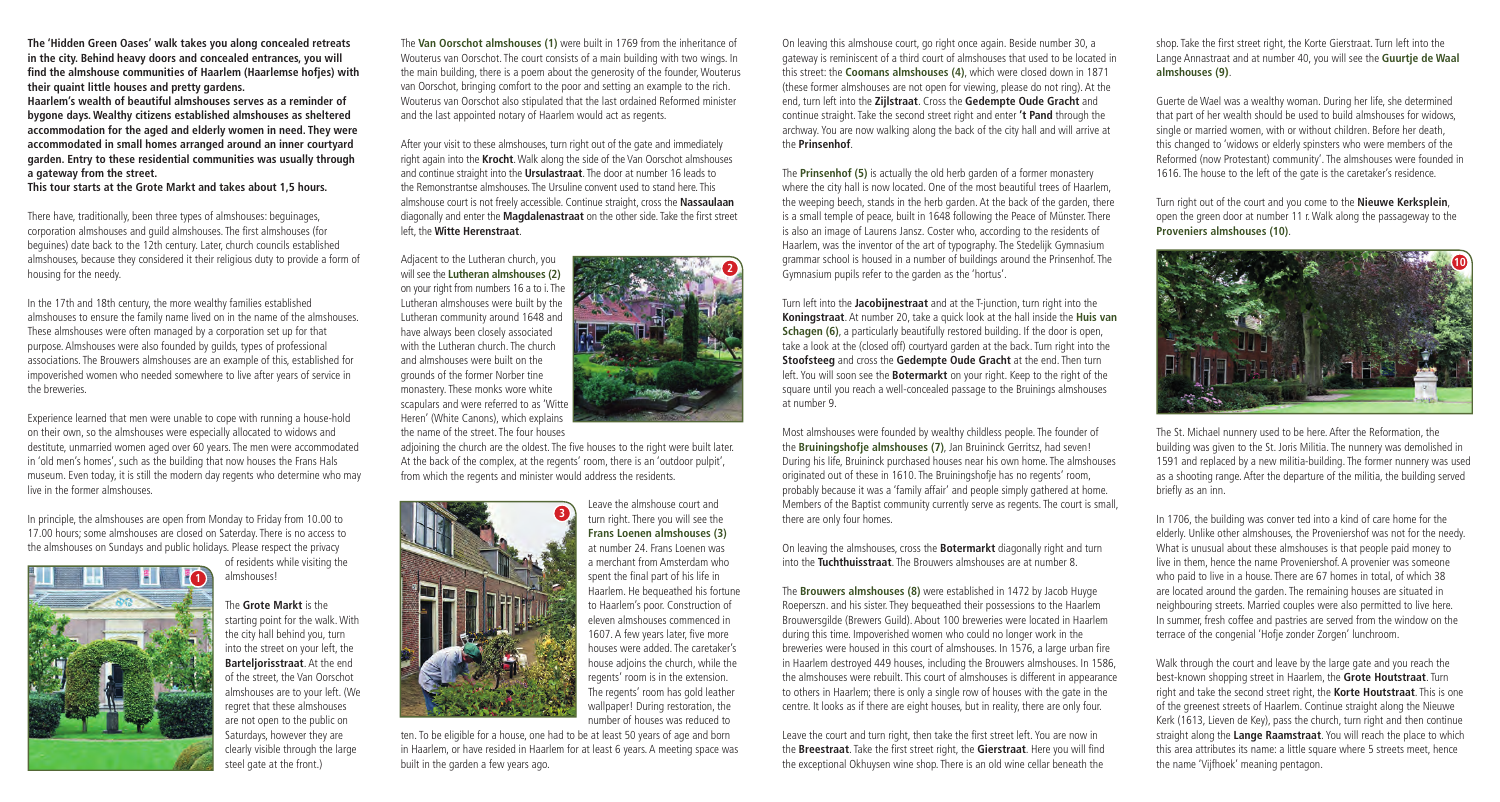**The 'Hidden Green Oases' walk takes you along concealed retreats in the city. Behind heavy doors and concealed entrances, you will find the almshouse communities of Haarlem (Haarlemse hofjes) with their quaint little houses and pretty gardens.**

**Haarlem's wealth of beautiful almshouses serves as a reminder of bygone days. Wealthy citizens established almshouses as sheltered accommodation for the aged and elderly women in need. They were accommodated in small homes arranged around an inner courtyard garden. Entry to these residential communities was usually through a gateway from the street.**

**This tour starts at the Grote Markt and takes about 1,5 hours.**

There have, traditionally, been three types of almshouses: beguinages, corporation almshouses and guild almshouses. The first almshouses (for beguines) date back to the 12th century. Later, church councils established almshouses, because they considered it their religious duty to provide a form of housing for the needy.

In the 17th and 18th century, the more wealthy families established almshouses to ensure the family name lived on in the name of the almshouses. These almshouses were often managed by a corporation set up for that purpose. Almshouses were also founded by guilds, types of professional associations. The Brouwers almshouses are an example of this, established for impoverished women who needed somewhere to live after years of service in the breweries.

Experience learned that men were unable to cope with running a house-hold on their own, so the almshouses were especially allocated to widows and destitute, unmarried women aged over 60 years. The men were accommodated in 'old men's homes', such as the building that now houses the Frans Hals museum. Even today, it is still the modern day regents who determine who may live in the former almshouses.

In principle, the almshouses are open from Monday to Friday from 10.00 to 17.00 hours; some almshouses are closed on Saturday. There is no access to the almshouses on Sundays and public holidays. Please respect the privacy of residents while visiting the almshouses!

The **Grote Markt** is the starting point for the walk. With the city hall behind you, turn into the street on your left, the **Barteljorisstraat**. At the end of the street, the Van Oorschot almshouses are to your left. (We regret that these almshouses are not open to the public on Saturdays, however they are clearly visible through the large steel gate at the front.)

The **Van Oorschot almshouses (1)** were built in 1769 from the inheritance of Wouterus van Oorschot. The court consists of a main building with two wings. In the main building, there is a poem about the generosity of the founder, Wouterus van Oorschot, bringing comfort to the poor and setting an example to the rich. Wouterus van Oorschot also stipulated that the last ordained Reformed minister and the last appointed notary of Haarlem would act as regents.

After your visit to these almshouses, turn right out of the gate and immediately right again into the **Krocht**. Walk along the side of the Van Oorschot almshouses and continue straight into the **Ursulastraat**. The door at number 16 leads to the Remonstrantse almshouses. The Ursuline convent used to stand here. This almshouse court is not freely accessible. Continue straight, cross the **Nassaulaan** diagonally and enter the **Magdalenastraat** on the other side. Take the first street left, the **Witte Herenstraat**.

Adjacent to the Lutheran church, you will see the **Lutheran almshouses (2)** on your right from numbers 16 a to i. The Lutheran almshouses were built by the Lutheran community around 1648 and have always been closely associated with the Lutheran church. The church and almshouses were built on the grounds of the former Norber tine monastery. These monks wore white scapulars and were referred to as 'Witte Heren' (White Canons), which explains the name of the street. The four houses adjoining the church are the oldest. The five houses to the right were built later. At the back of the complex, at the regents' room, there is an 'outdoor pulpit', from which the regents and minister would address the residents.

Leave the almshouse court and turn right. There you will see the **Frans Loenen almshouses (3)** at number 24. Frans Loenen was a merchant from Amsterdam who spent the final part of his life in Haarlem. He bequeathed his fortune to Haarlem's poor. Construction of eleven almshouses commenced in 1607. A few years later, five more houses were added. The caretaker's house adjoins the church, while the regents' room is in the extension. The regents' room has gold leather wallpaper! During restoration, the number of houses was reduced to ten. To be eligible for a house, one had to be at least 50 years of age and born in Haarlem, or have resided in Haarlem for at least 6 years. A meeting space was built in the garden a few years ago.

On leaving this almshouse court, go right once again. Beside number 30, a gateway is reminiscent of a third court of almshouses that used to be located in this street: the **Coomans almshouses (4)**, which were closed down in 1871 (these former almshouses are not open for viewing, please do not ring). At the end, turn left into the **Zijlstraat**. Cross the **Gedempte Oude Gracht** and continue straight. Take the second street right and enter **'t Pand** through the archway. You are now walking along the back of the city hall and will arrive at the **Prinsenhof**.

The **Prinsenhof (5)** is actually the old herb garden of a former monastery where the city hall is now located. One of the most beautiful trees of Haarlem, the weeping beech, stands in the herb garden. At the back of the garden, there is a small temple of peace, built in 1648 following the Peace of Münster. There is also an image of Laurens Jansz. Coster who, according to the residents of Haarlem, was the inventor of the art of typography. The Stedelijk Gymnasium grammar school is housed in a number of buildings around the Prinsenhof. The Gymnasium pupils refer to the garden as the 'hortus'.

Turn left into the **Jacobijnestraat** and at the T-junction, turn right into the **Koningstraat**. At number 20, take a quick look at the hall inside the **Huis van Schagen (6)**, a particularly beautifully restored building. If the door is open, take a look at the (closed off) courtyard garden at the back. Turn right into the **Stoofsteeg** and cross the **Gedempte Oude Gracht** at the end. Then turn left. You will soon see the **Botermarkt** on your right. Keep to the right of the square until you reach a well-concealed passage to the Bruinings almshouses at number 9.

Most almshouses were founded by wealthy childless people. The founder of the **Bruiningshofje almshouses (7)**, Jan Bruininck Gerritsz, had seven! During his life, Bruininck purchased houses near his own home. The almshouses originated out of these in 1610. The Bruiningshofje has no regents' room, probably because it was a 'family affair' and people simply gathered at home. Members of the Baptist community currently serve as regents. The court is small, there are only four houses.

On leaving the almshouses, cross the **Botermarkt** diagonally right and turn into the **Tuchthuisstraat**. The Brouwers almshouses are at number 8.

The **Brouwers almshouses (8)** were established in 1472 by Jacob Huyge Roeperszn. and his sister. They bequeathed their possessions to the Haarlem Brouwersgilde (Brewers Guild). About 100 breweries were located in Haarlem during this time. Impoverished women who could no longer work in the breweries were housed in this court of almshouses. In 1576, a large urban fire in Haarlem destroyed 449 houses, including the Brouwers almshouses. In 1586, the almshouses were rebuilt. This court of almshouses is different in appearance to others in Haarlem; there is only a single row of houses with the gate in the centre. It looks as if there are eight houses, but in reality, there are only four.

Leave the court and turn right, then take the first street left. You are now in the **Breestraat**. Take the first street right, the **Gierstraat**. Here you will find the exceptional Okhuysen wine shop. There is an old wine cellar beneath the shop. Take the first street right, the Korte Gierstraat. Turn left into the Lange Annastraat and at number 40, you will see the **Guurtje de Waal almshouses (9)**.

Guerte de Wael was a wealthy woman. During her life, she determined that part of her wealth should be used to build almshouses for widows, single or married women, with or without children. Before her death, this changed to 'widows or elderly spinsters who were members of the Reformed (now Protestant) community'. The almshouses were founded in 1616. The house to the left of the gate is the caretaker's residence.

Turn right out of the court and you come to the **Nieuwe Kerksplein**, open the green door at number 11 r. Walk along the passageway to the **Proveniers almshouses (10)**.

The St. Michael nunnery used to be here. After the Reformation, the building was given to the St. Joris Militia. The nunnery was demolished in 1591 and replaced by a new militia-building. The former nunnery was used as a shooting range. After the departure of the militia, the building served briefly as an inn.

In 1706, the building was conver ted into a kind of care home for the elderly. Unlike other almshouses, the Provenierhof was not for the needy. What is unusual about these almshouses is that people paid money to live in them, hence the name Proveniershof. A provenier was someone who paid to live in a house. There are 67 homes in total, of which 38 are located around the garden. The remaining houses are situated in neighbouring streets. Married couples were also permitted to live here. In summer, fresh coffee and pastries are served from the window on the terrace of the congenial 'Hofje zonder Zorgen' lunchroom.

Walk through the court and leave by the large gate and you reach the best-known shopping street in Haarlem, the **Grote Houtstraat**. Turn right and take the second street right, the **Korte Houtstraat**. This is one of the greenest streets of Haarlem. Continue straight along the Nieuwe Kerk (1613, Lieven de Key), pass the church, turn right and then continue straight along the **Lange Raamstraat**. You will reach the place to which this area attributes its name: a little square where 5 streets meet, hence the name 'Vijfhoek' meaning pentagon.